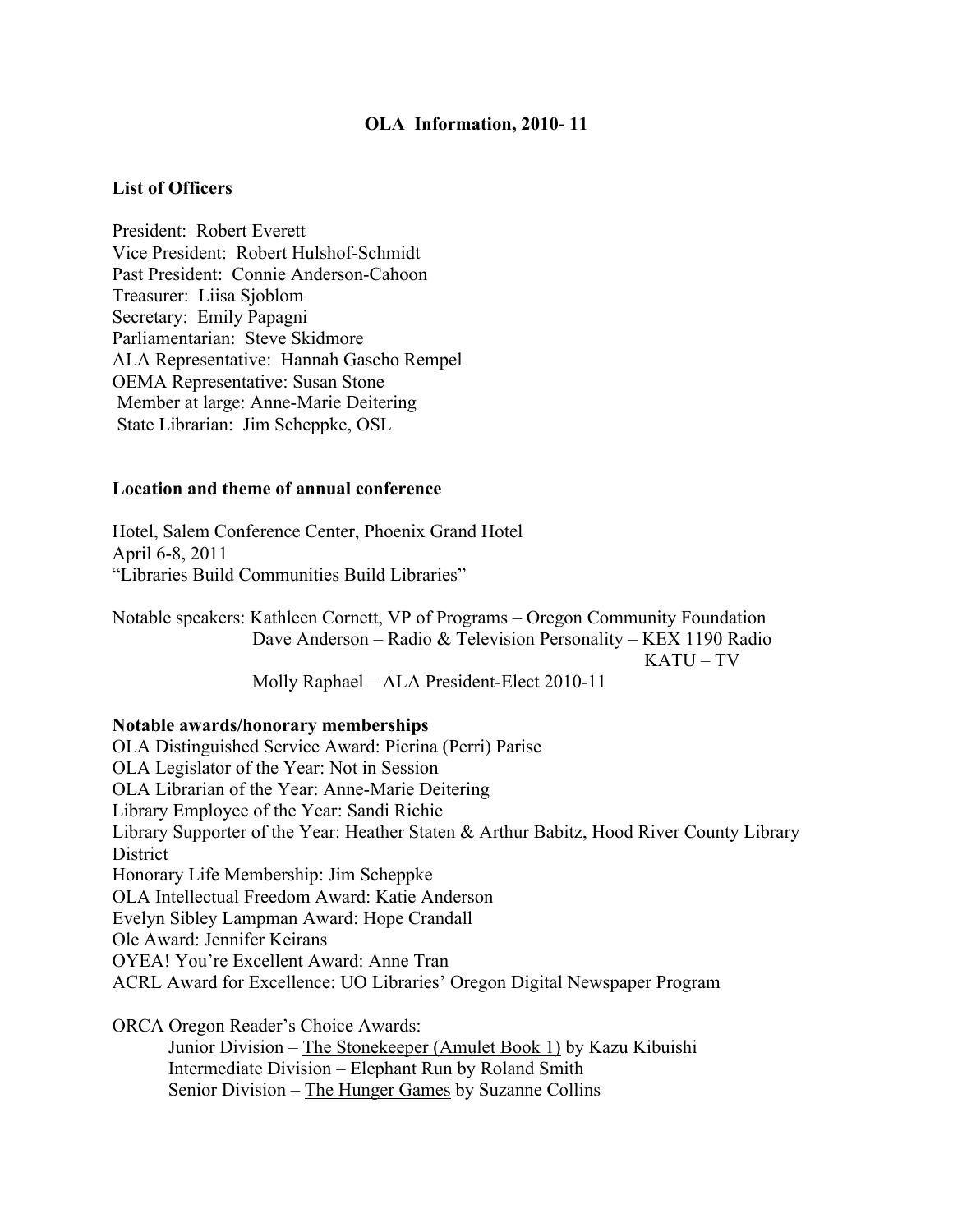# OLA Information, 2010- 11

## List of Officers

President: Robert Everett
Vice President: Robert Hulshof-Schmidt
Past President: Connie Anderson-Cahoon
Treasurer: Liisa Sjoblom
Secretary: Emily Papagni
Parliamentarian: Steve Skidmore
ALA Representative: Hannah Gascho Rempel
OEMA Representative: Susan Stone
Member at large: Anne-Marie Deitering
State Librarian: Jim Scheppke, OSL

## Location and theme of annual conference

Hotel, Salem Conference Center, Phoenix Grand Hotel
April 6-8, 2011
"Libraries Build Communities Build Libraries"

Notable speakers: Kathleen Cornett, VP of Programs – Oregon Community Foundation
Dave Anderson – Radio & Television Personality – KEX 1190 Radio KATU – TV
Molly Raphael – ALA President-Elect 2010-11

## Notable awards/honorary memberships

OLA Distinguished Service Award: Pierina (Perri) Parise
OLA Legislator of the Year: Not in Session
OLA Librarian of the Year: Anne-Marie Deitering
Library Employee of the Year: Sandi Richie
Library Supporter of the Year: Heather Staten & Arthur Babitz, Hood River County Library District
Honorary Life Membership: Jim Scheppke
OLA Intellectual Freedom Award: Katie Anderson
Evelyn Sibley Lampman Award: Hope Crandall
Ole Award: Jennifer Keirans
OYEA! You're Excellent Award: Anne Tran
ACRL Award for Excellence: UO Libraries' Oregon Digital Newspaper Program

ORCA Oregon Reader's Choice Awards:

- Junior Division – The Stonekeeper (Amulet Book 1) by Kazu Kibuishi
- Intermediate Division – Elephant Run by Roland Smith
- Senior Division – The Hunger Games by Suzanne Collins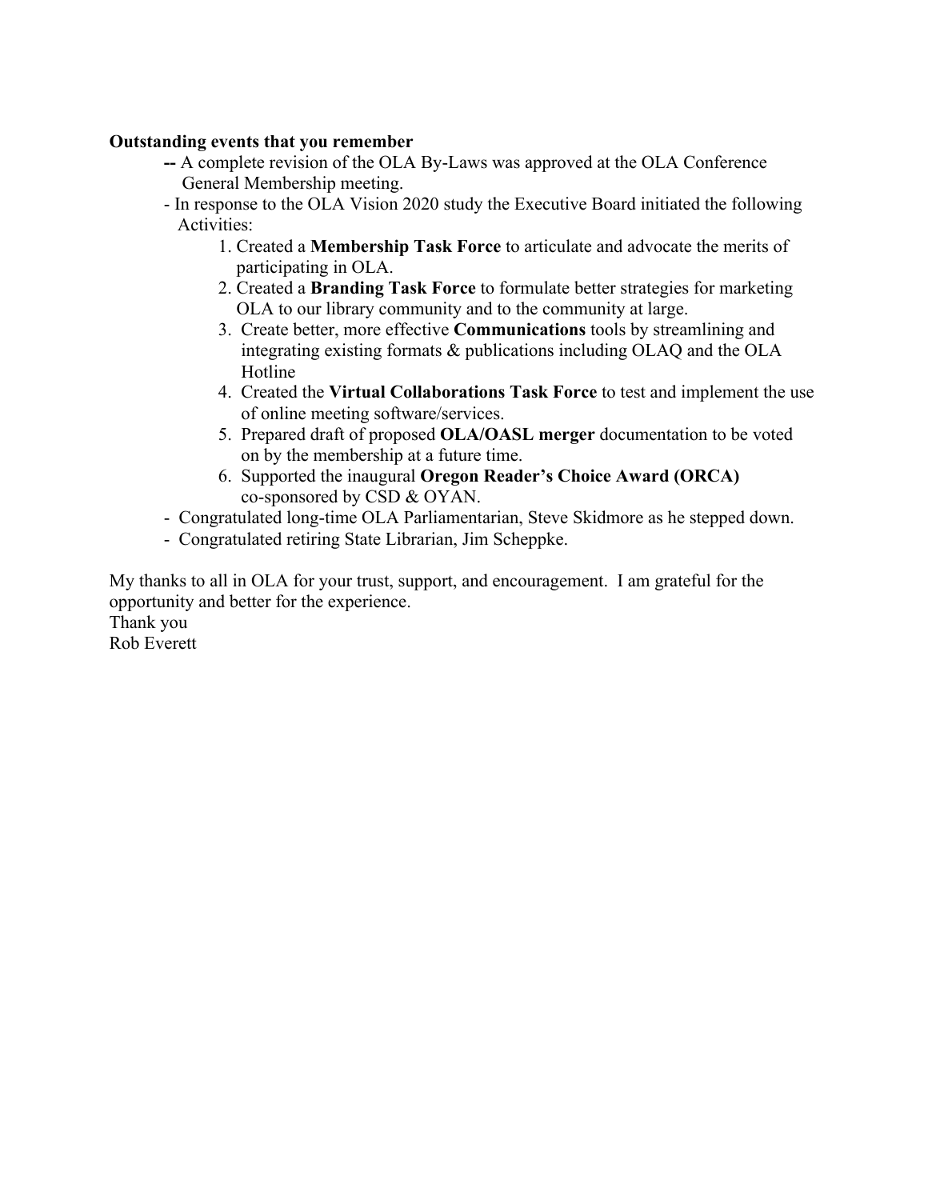**Outstanding events that you remember**

- **--** A complete revision of the OLA By-Laws was approved at the OLA Conference General Membership meeting.
- In response to the OLA Vision 2020 study the Executive Board initiated the following Activities:
  1. Created a **Membership Task Force** to articulate and advocate the merits of participating in OLA.
  2. Created a **Branding Task Force** to formulate better strategies for marketing OLA to our library community and to the community at large.
  3. Create better, more effective **Communications** tools by streamlining and integrating existing formats & publications including OLAQ and the OLA Hotline
  4. Created the **Virtual Collaborations Task Force** to test and implement the use of online meeting software/services.
  5. Prepared draft of proposed **OLA/OASL merger** documentation to be voted on by the membership at a future time.
  6. Supported the inaugural **Oregon Reader's Choice Award (ORCA)** co-sponsored by CSD & OYAN.
- Congratulated long-time OLA Parliamentarian, Steve Skidmore as he stepped down.
- Congratulated retiring State Librarian, Jim Scheppke.

My thanks to all in OLA for your trust, support, and encouragement. I am grateful for the opportunity and better for the experience.

Thank you

Rob Everett